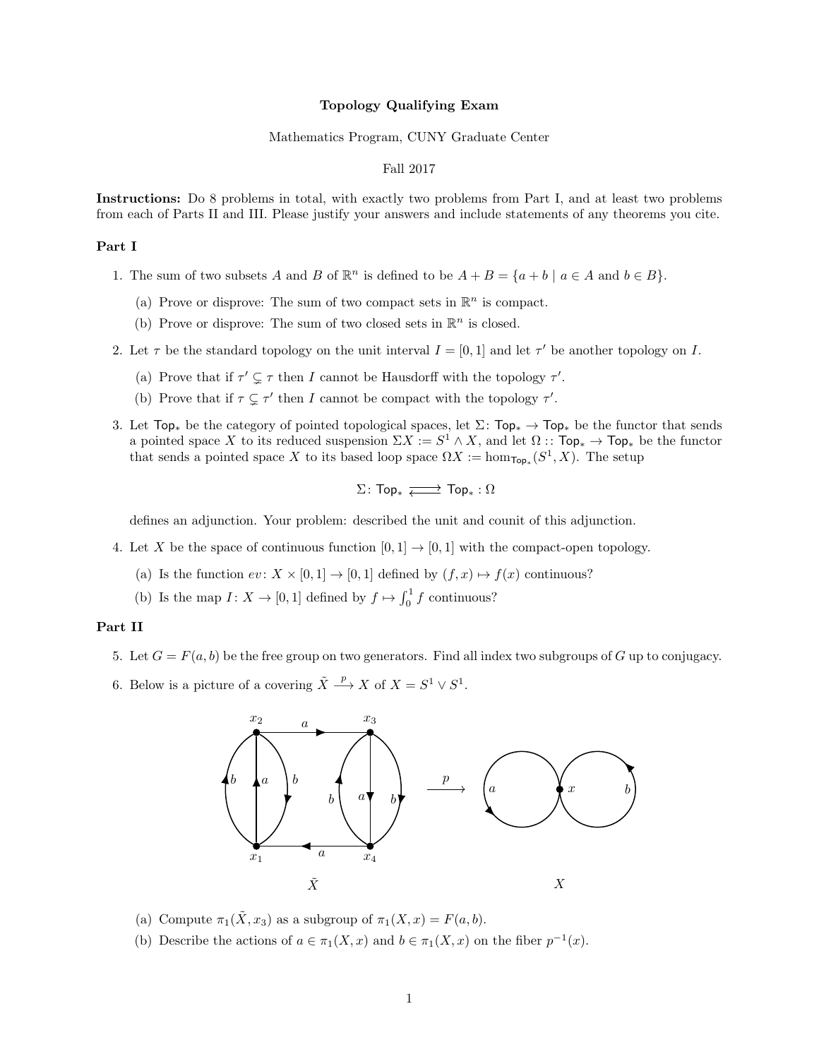**Topology Qualifying Exam**

Mathematics Program, CUNY Graduate Center

Fall 2017

**Instructions:** Do 8 problems in total, with exactly two problems from Part I, and at least two problems from each of Parts II and III. Please justify your answers and include statements of any theorems you cite.

## Part I

1. The sum of two subsets $A$ and $B$ of $\mathbb{R}^n$ is defined to be $A + B = \{a + b \mid a \in A \text{ and } b \in B\}$.

   (a) Prove or disprove: The sum of two compact sets in $\mathbb{R}^n$ is compact.

   (b) Prove or disprove: The sum of two closed sets in $\mathbb{R}^n$ is closed.

2. Let $\tau$ be the standard topology on the unit interval $I = [0, 1]$ and let $\tau'$ be another topology on $I$.

   (a) Prove that if $\tau' \subsetneq \tau$ then $I$ cannot be Hausdorff with the topology $\tau'$.

   (b) Prove that if $\tau \subsetneq \tau'$ then $I$ cannot be compact with the topology $\tau'$.

3. Let $\mathsf{Top}_*$ be the category of pointed topological spaces, let $\Sigma\colon \mathsf{Top}_* \to \mathsf{Top}_*$ be the functor that sends a pointed space $X$ to its reduced suspension $\Sigma X := S^1 \wedge X$, and let $\Omega :: \mathsf{Top}_* \to \mathsf{Top}_*$ be the functor that sends a pointed space $X$ to its based loop space $\Omega X := \hom_{\mathsf{Top}_*}(S^1, X)$. The setup

$$\Sigma\colon \mathsf{Top}_* \rightleftarrows \mathsf{Top}_* : \Omega$$

   defines an adjunction. Your problem: described the unit and counit of this adjunction.

4. Let $X$ be the space of continuous function $[0, 1] \to [0, 1]$ with the compact-open topology.

   (a) Is the function $ev\colon X \times [0, 1] \to [0, 1]$ defined by $(f, x) \mapsto f(x)$ continuous?

   (b) Is the map $I\colon X \to [0, 1]$ defined by $f \mapsto \int_0^1 f$ continuous?

## Part II

5. Let $G = F(a, b)$ be the free group on two generators. Find all index two subgroups of $G$ up to conjugacy.

6. Below is a picture of a covering $\tilde{X} \xrightarrow{p} X$ of $X = S^1 \vee S^1$.

$\tilde{X}$ &emsp;&emsp;&emsp;&emsp; $X$

   (a) Compute $\pi_1(\tilde{X}, x_3)$ as a subgroup of $\pi_1(X, x) = F(a, b)$.

   (b) Describe the actions of $a \in \pi_1(X, x)$ and $b \in \pi_1(X, x)$ on the fiber $p^{-1}(x)$.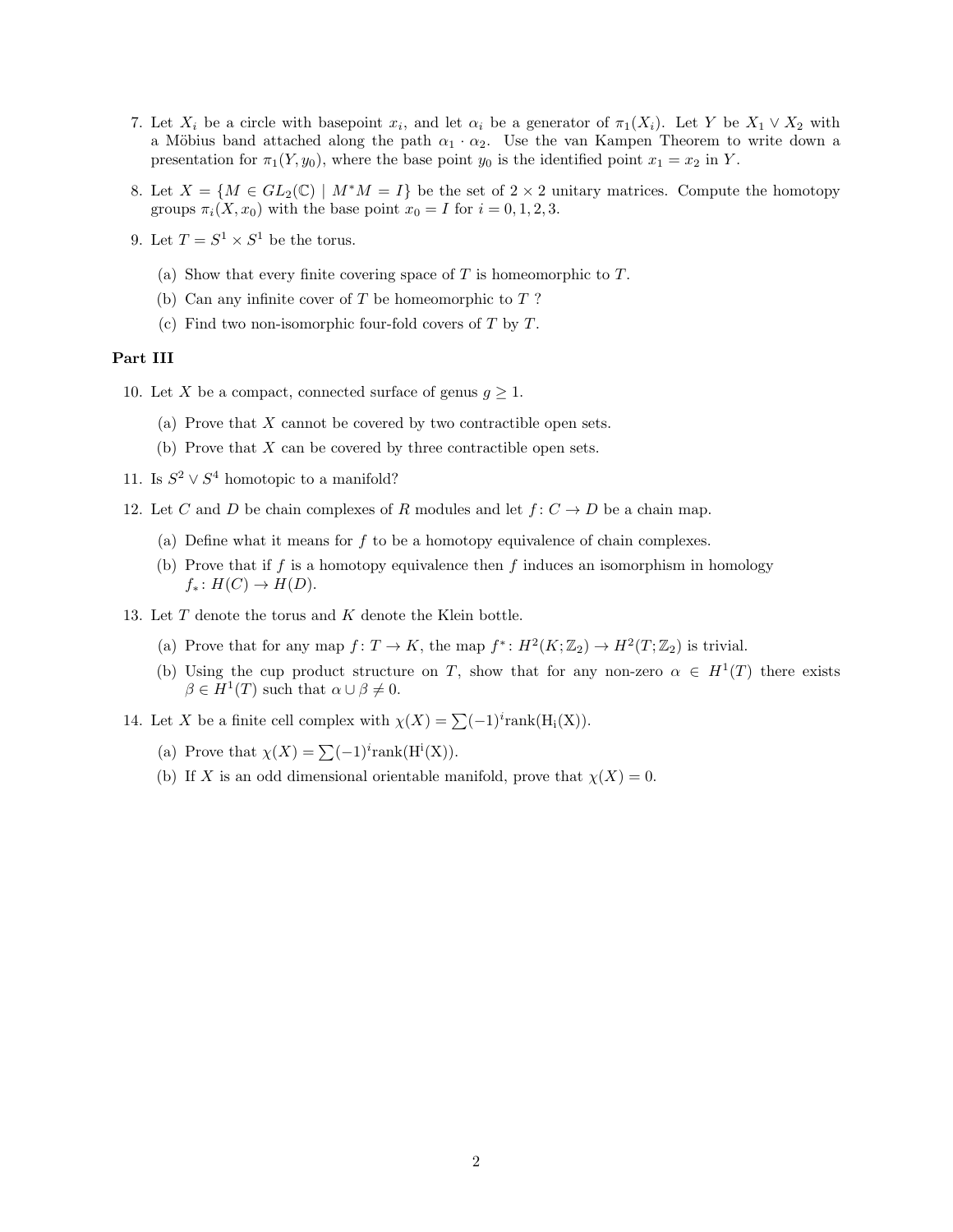7. Let $X_i$ be a circle with basepoint $x_i$, and let $\alpha_i$ be a generator of $\pi_1(X_i)$. Let $Y$ be $X_1 \vee X_2$ with a Möbius band attached along the path $\alpha_1 \cdot \alpha_2$. Use the van Kampen Theorem to write down a presentation for $\pi_1(Y, y_0)$, where the base point $y_0$ is the identified point $x_1 = x_2$ in $Y$.

8. Let $X = \{M \in GL_2(\mathbb{C}) \mid M^*M = I\}$ be the set of $2 \times 2$ unitary matrices. Compute the homotopy groups $\pi_i(X, x_0)$ with the base point $x_0 = I$ for $i = 0, 1, 2, 3$.

9. Let $T = S^1 \times S^1$ be the torus.

   (a) Show that every finite covering space of $T$ is homeomorphic to $T$.

   (b) Can any infinite cover of $T$ be homeomorphic to $T$ ?

   (c) Find two non-isomorphic four-fold covers of $T$ by $T$.

**Part III**

10. Let $X$ be a compact, connected surface of genus $g \geq 1$.

    (a) Prove that $X$ cannot be covered by two contractible open sets.

    (b) Prove that $X$ can be covered by three contractible open sets.

11. Is $S^2 \vee S^4$ homotopic to a manifold?

12. Let $C$ and $D$ be chain complexes of $R$ modules and let $f : C \to D$ be a chain map.

    (a) Define what it means for $f$ to be a homotopy equivalence of chain complexes.

    (b) Prove that if $f$ is a homotopy equivalence then $f$ induces an isomorphism in homology $f_* : H(C) \to H(D)$.

13. Let $T$ denote the torus and $K$ denote the Klein bottle.

    (a) Prove that for any map $f : T \to K$, the map $f^* : H^2(K; \mathbb{Z}_2) \to H^2(T; \mathbb{Z}_2)$ is trivial.

    (b) Using the cup product structure on $T$, show that for any non-zero $\alpha \in H^1(T)$ there exists $\beta \in H^1(T)$ such that $\alpha \cup \beta \neq 0$.

14. Let $X$ be a finite cell complex with $\chi(X) = \sum(-1)^i \mathrm{rank}(\mathrm{H_i(X)})$.

    (a) Prove that $\chi(X) = \sum(-1)^i \mathrm{rank}(\mathrm{H^i(X)})$.

    (b) If $X$ is an odd dimensional orientable manifold, prove that $\chi(X) = 0$.